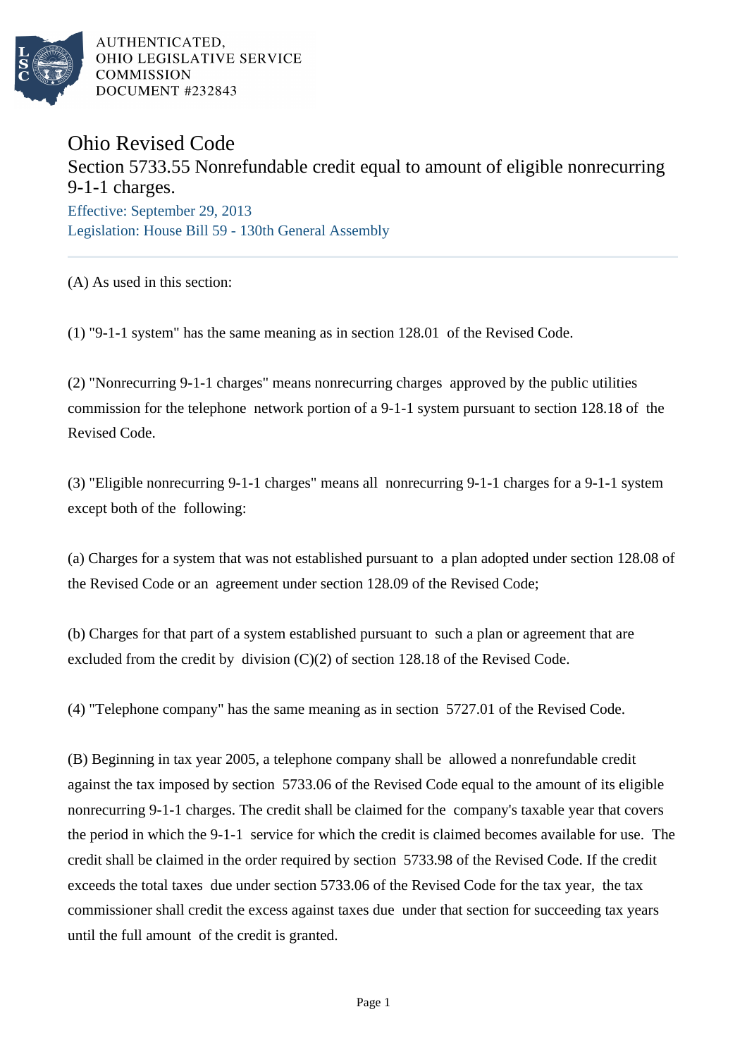AUTHENTICATED,
OHIO LEGISLATIVE SERVICE
COMMISSION
DOCUMENT #232843

# Ohio Revised Code

## Section 5733.55 Nonrefundable credit equal to amount of eligible nonrecurring 9-1-1 charges.

Effective: September 29, 2013
Legislation: House Bill 59 - 130th General Assembly

---

(A) As used in this section:

(1) "9-1-1 system" has the same meaning as in section 128.01 of the Revised Code.

(2) "Nonrecurring 9-1-1 charges" means nonrecurring charges approved by the public utilities commission for the telephone network portion of a 9-1-1 system pursuant to section 128.18 of the Revised Code.

(3) "Eligible nonrecurring 9-1-1 charges" means all nonrecurring 9-1-1 charges for a 9-1-1 system except both of the following:

(a) Charges for a system that was not established pursuant to a plan adopted under section 128.08 of the Revised Code or an agreement under section 128.09 of the Revised Code;

(b) Charges for that part of a system established pursuant to such a plan or agreement that are excluded from the credit by division (C)(2) of section 128.18 of the Revised Code.

(4) "Telephone company" has the same meaning as in section 5727.01 of the Revised Code.

(B) Beginning in tax year 2005, a telephone company shall be allowed a nonrefundable credit against the tax imposed by section 5733.06 of the Revised Code equal to the amount of its eligible nonrecurring 9-1-1 charges. The credit shall be claimed for the company's taxable year that covers the period in which the 9-1-1 service for which the credit is claimed becomes available for use. The credit shall be claimed in the order required by section 5733.98 of the Revised Code. If the credit exceeds the total taxes due under section 5733.06 of the Revised Code for the tax year, the tax commissioner shall credit the excess against taxes due under that section for succeeding tax years until the full amount of the credit is granted.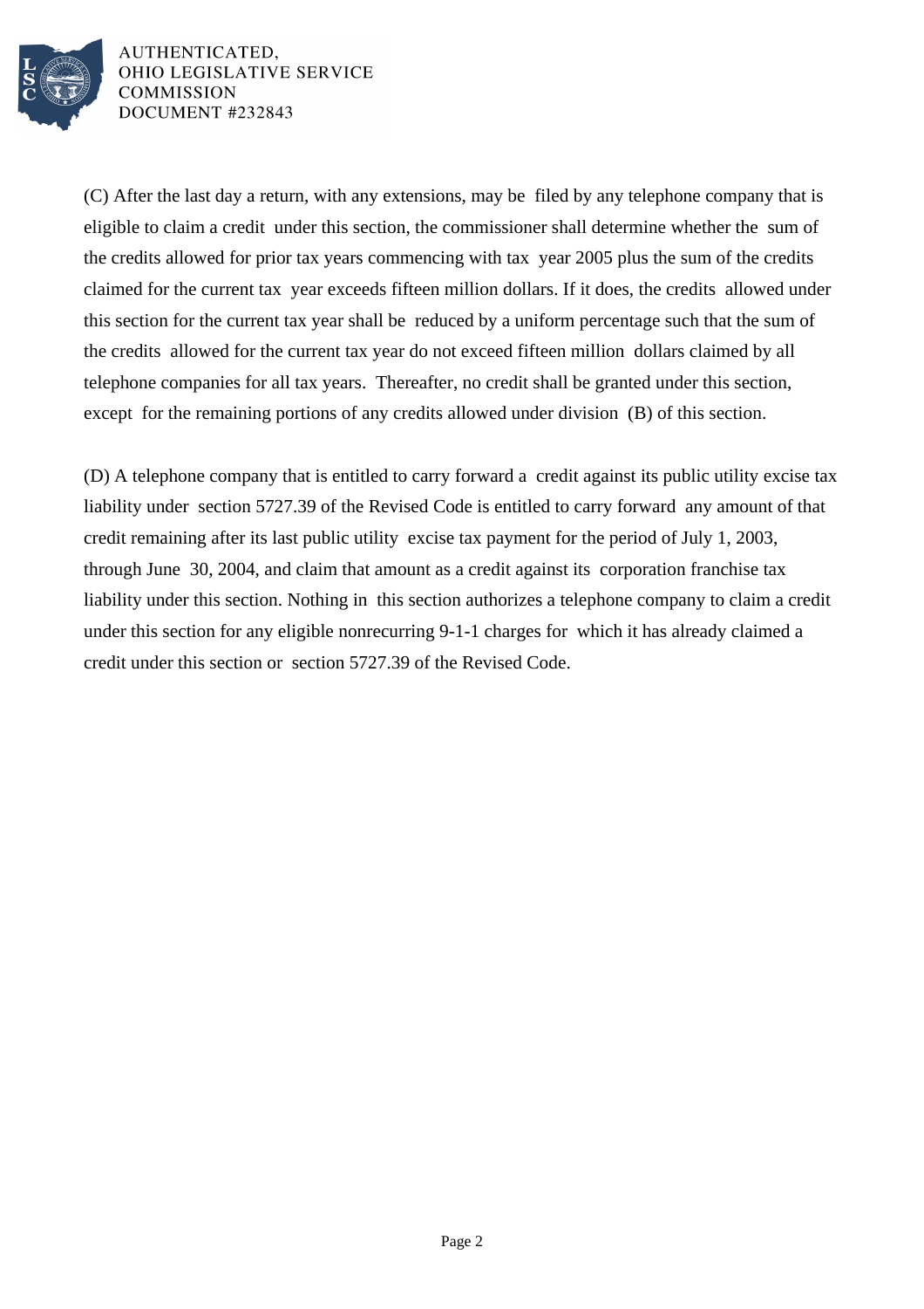(C) After the last day a return, with any extensions, may be filed by any telephone company that is eligible to claim a credit under this section, the commissioner shall determine whether the sum of the credits allowed for prior tax years commencing with tax year 2005 plus the sum of the credits claimed for the current tax year exceeds fifteen million dollars. If it does, the credits allowed under this section for the current tax year shall be reduced by a uniform percentage such that the sum of the credits allowed for the current tax year do not exceed fifteen million dollars claimed by all telephone companies for all tax years. Thereafter, no credit shall be granted under this section, except for the remaining portions of any credits allowed under division (B) of this section.

(D) A telephone company that is entitled to carry forward a credit against its public utility excise tax liability under section 5727.39 of the Revised Code is entitled to carry forward any amount of that credit remaining after its last public utility excise tax payment for the period of July 1, 2003, through June 30, 2004, and claim that amount as a credit against its corporation franchise tax liability under this section. Nothing in this section authorizes a telephone company to claim a credit under this section for any eligible nonrecurring 9-1-1 charges for which it has already claimed a credit under this section or section 5727.39 of the Revised Code.